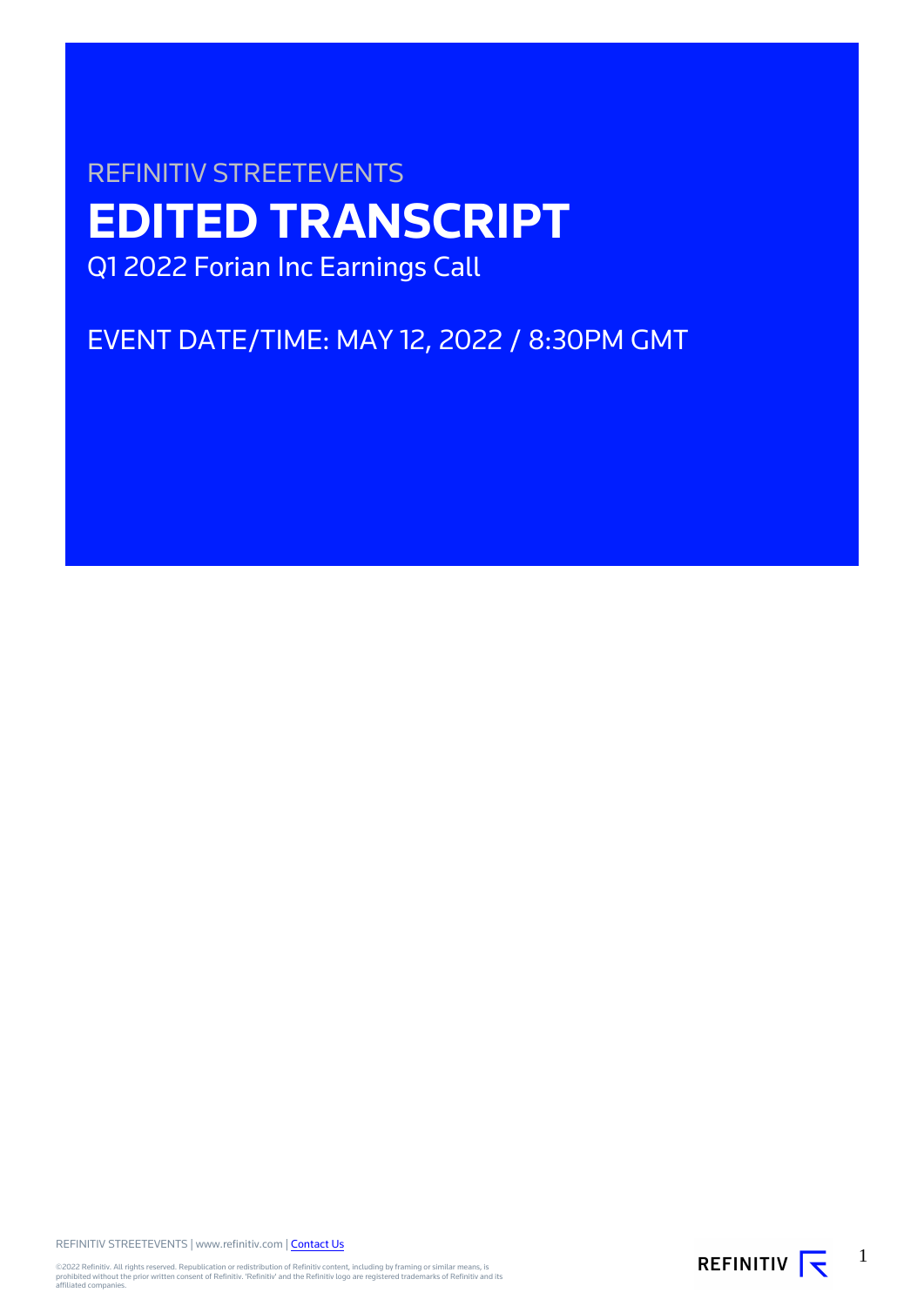REFINITIV STREETEVENTS

# EDITED TRANSCRIPT

Q1 2022 Forian Inc Earnings Call

EVENT DATE/TIME: MAY 12, 2022 / 8:30PM GMT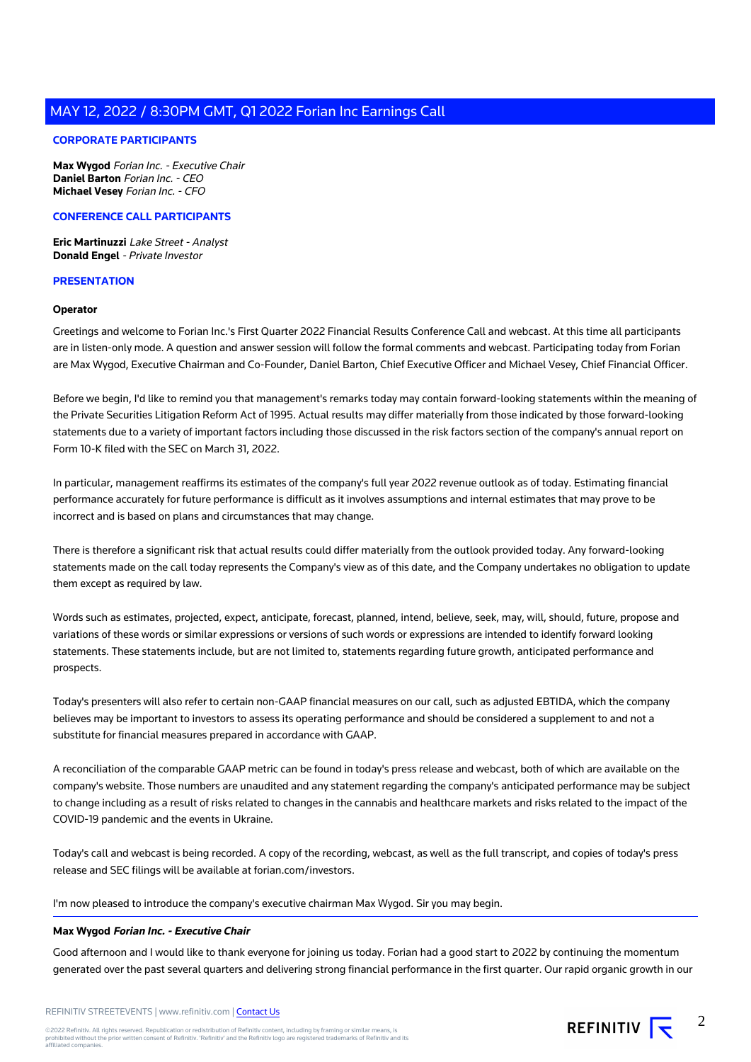**CORPORATE PARTICIPANTS**

**Max Wygod** *Forian Inc. - Executive Chair*
**Daniel Barton** *Forian Inc. - CEO*
**Michael Vesey** *Forian Inc. - CFO*

**CONFERENCE CALL PARTICIPANTS**

**Eric Martinuzzi** *Lake Street - Analyst*
**Donald Engel** *- Private Investor*

**PRESENTATION**

**Operator**

Greetings and welcome to Forian Inc.'s First Quarter 2022 Financial Results Conference Call and webcast. At this time all participants are in listen-only mode. A question and answer session will follow the formal comments and webcast. Participating today from Forian are Max Wygod, Executive Chairman and Co-Founder, Daniel Barton, Chief Executive Officer and Michael Vesey, Chief Financial Officer.

Before we begin, I'd like to remind you that management's remarks today may contain forward-looking statements within the meaning of the Private Securities Litigation Reform Act of 1995. Actual results may differ materially from those indicated by those forward-looking statements due to a variety of important factors including those discussed in the risk factors section of the company's annual report on Form 10-K filed with the SEC on March 31, 2022.

In particular, management reaffirms its estimates of the company's full year 2022 revenue outlook as of today. Estimating financial performance accurately for future performance is difficult as it involves assumptions and internal estimates that may prove to be incorrect and is based on plans and circumstances that may change.

There is therefore a significant risk that actual results could differ materially from the outlook provided today. Any forward-looking statements made on the call today represents the Company's view as of this date, and the Company undertakes no obligation to update them except as required by law.

Words such as estimates, projected, expect, anticipate, forecast, planned, intend, believe, seek, may, will, should, future, propose and variations of these words or similar expressions or versions of such words or expressions are intended to identify forward looking statements. These statements include, but are not limited to, statements regarding future growth, anticipated performance and prospects.

Today's presenters will also refer to certain non-GAAP financial measures on our call, such as adjusted EBTIDA, which the company believes may be important to investors to assess its operating performance and should be considered a supplement to and not a substitute for financial measures prepared in accordance with GAAP.

A reconciliation of the comparable GAAP metric can be found in today's press release and webcast, both of which are available on the company's website. Those numbers are unaudited and any statement regarding the company's anticipated performance may be subject to change including as a result of risks related to changes in the cannabis and healthcare markets and risks related to the impact of the COVID-19 pandemic and the events in Ukraine.

Today's call and webcast is being recorded. A copy of the recording, webcast, as well as the full transcript, and copies of today's press release and SEC filings will be available at forian.com/investors.

I'm now pleased to introduce the company's executive chairman Max Wygod. Sir you may begin.

**Max Wygod** ***Forian Inc. - Executive Chair***

Good afternoon and I would like to thank everyone for joining us today. Forian had a good start to 2022 by continuing the momentum generated over the past several quarters and delivering strong financial performance in the first quarter. Our rapid organic growth in our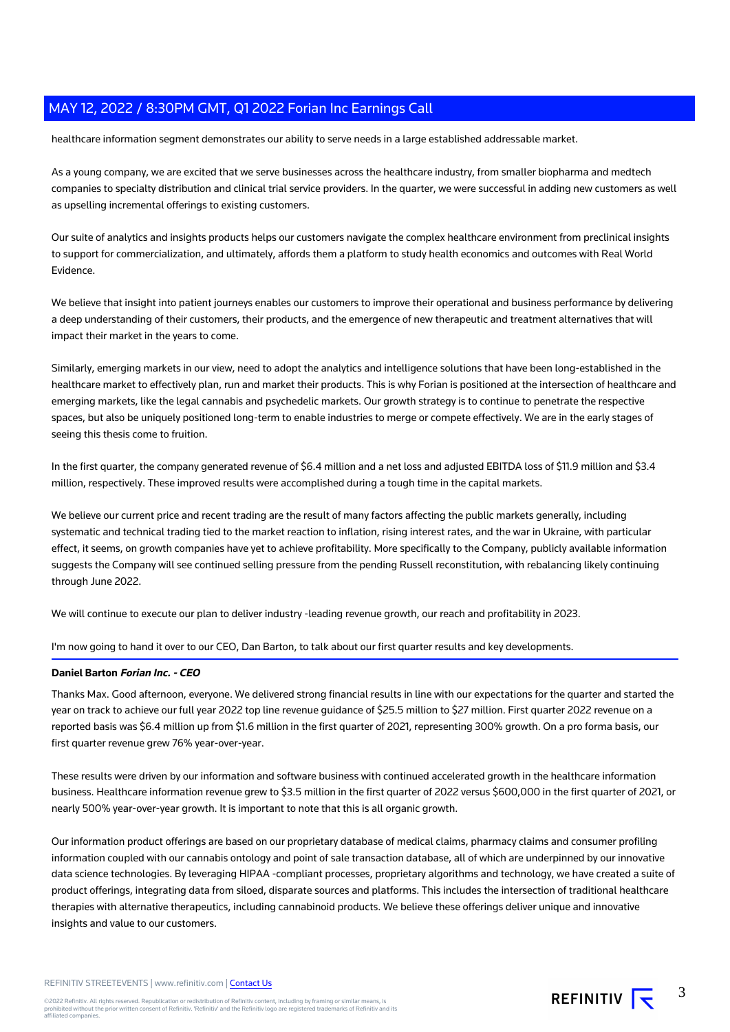healthcare information segment demonstrates our ability to serve needs in a large established addressable market.

As a young company, we are excited that we serve businesses across the healthcare industry, from smaller biopharma and medtech companies to specialty distribution and clinical trial service providers. In the quarter, we were successful in adding new customers as well as upselling incremental offerings to existing customers.

Our suite of analytics and insights products helps our customers navigate the complex healthcare environment from preclinical insights to support for commercialization, and ultimately, affords them a platform to study health economics and outcomes with Real World Evidence.

We believe that insight into patient journeys enables our customers to improve their operational and business performance by delivering a deep understanding of their customers, their products, and the emergence of new therapeutic and treatment alternatives that will impact their market in the years to come.

Similarly, emerging markets in our view, need to adopt the analytics and intelligence solutions that have been long-established in the healthcare market to effectively plan, run and market their products. This is why Forian is positioned at the intersection of healthcare and emerging markets, like the legal cannabis and psychedelic markets. Our growth strategy is to continue to penetrate the respective spaces, but also be uniquely positioned long-term to enable industries to merge or compete effectively. We are in the early stages of seeing this thesis come to fruition.

In the first quarter, the company generated revenue of $6.4 million and a net loss and adjusted EBITDA loss of $11.9 million and $3.4 million, respectively. These improved results were accomplished during a tough time in the capital markets.

We believe our current price and recent trading are the result of many factors affecting the public markets generally, including systematic and technical trading tied to the market reaction to inflation, rising interest rates, and the war in Ukraine, with particular effect, it seems, on growth companies have yet to achieve profitability. More specifically to the Company, publicly available information suggests the Company will see continued selling pressure from the pending Russell reconstitution, with rebalancing likely continuing through June 2022.

We will continue to execute our plan to deliver industry -leading revenue growth, our reach and profitability in 2023.

I'm now going to hand it over to our CEO, Dan Barton, to talk about our first quarter results and key developments.

**Daniel Barton** ***Forian Inc. - CEO***

Thanks Max. Good afternoon, everyone. We delivered strong financial results in line with our expectations for the quarter and started the year on track to achieve our full year 2022 top line revenue guidance of $25.5 million to $27 million. First quarter 2022 revenue on a reported basis was $6.4 million up from $1.6 million in the first quarter of 2021, representing 300% growth. On a pro forma basis, our first quarter revenue grew 76% year-over-year.

These results were driven by our information and software business with continued accelerated growth in the healthcare information business. Healthcare information revenue grew to $3.5 million in the first quarter of 2022 versus $600,000 in the first quarter of 2021, or nearly 500% year-over-year growth. It is important to note that this is all organic growth.

Our information product offerings are based on our proprietary database of medical claims, pharmacy claims and consumer profiling information coupled with our cannabis ontology and point of sale transaction database, all of which are underpinned by our innovative data science technologies. By leveraging HIPAA -compliant processes, proprietary algorithms and technology, we have created a suite of product offerings, integrating data from siloed, disparate sources and platforms. This includes the intersection of traditional healthcare therapies with alternative therapeutics, including cannabinoid products. We believe these offerings deliver unique and innovative insights and value to our customers.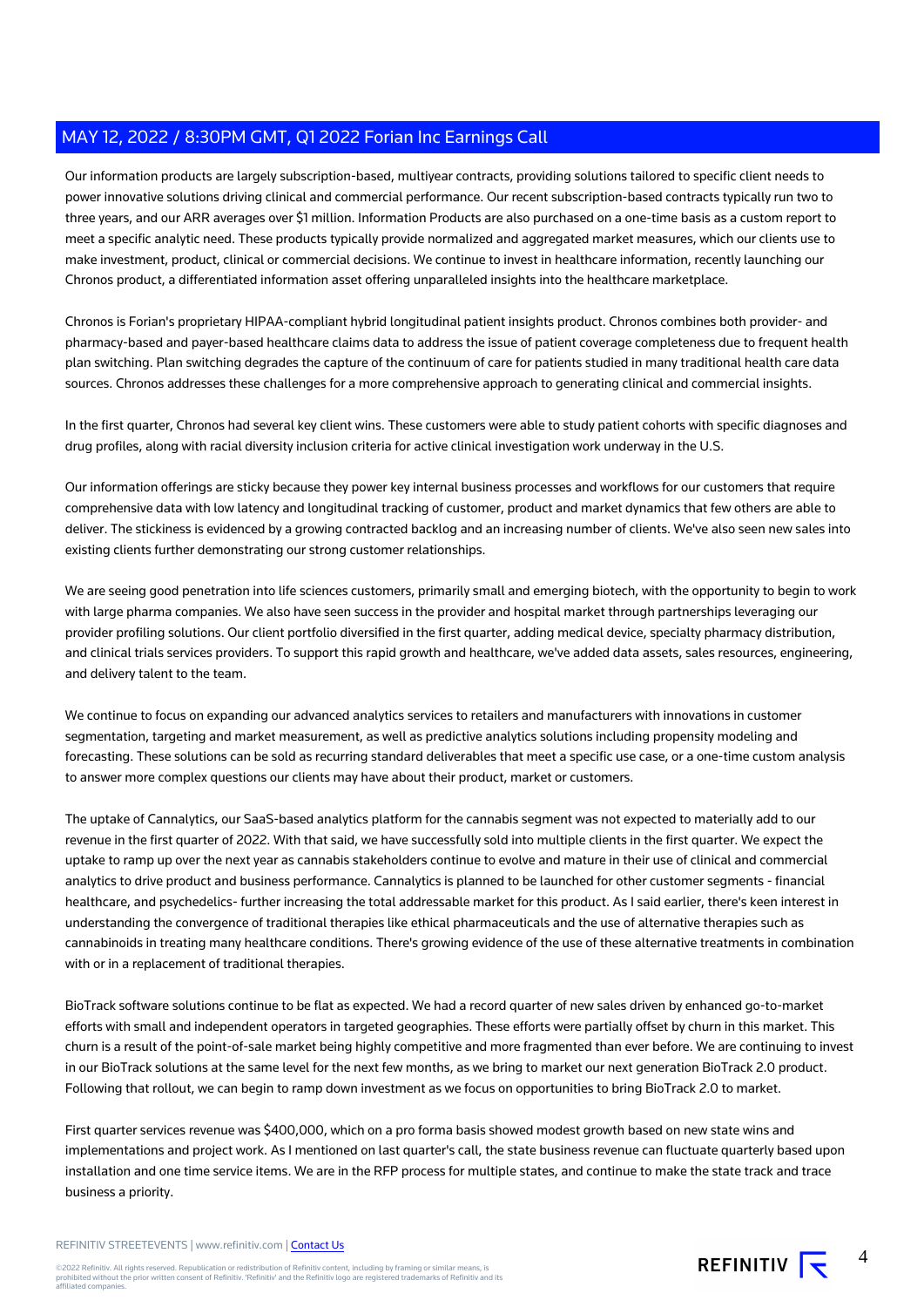Our information products are largely subscription-based, multiyear contracts, providing solutions tailored to specific client needs to power innovative solutions driving clinical and commercial performance. Our recent subscription-based contracts typically run two to three years, and our ARR averages over $1 million. Information Products are also purchased on a one-time basis as a custom report to meet a specific analytic need. These products typically provide normalized and aggregated market measures, which our clients use to make investment, product, clinical or commercial decisions. We continue to invest in healthcare information, recently launching our Chronos product, a differentiated information asset offering unparalleled insights into the healthcare marketplace.

Chronos is Forian's proprietary HIPAA-compliant hybrid longitudinal patient insights product. Chronos combines both provider- and pharmacy-based and payer-based healthcare claims data to address the issue of patient coverage completeness due to frequent health plan switching. Plan switching degrades the capture of the continuum of care for patients studied in many traditional health care data sources. Chronos addresses these challenges for a more comprehensive approach to generating clinical and commercial insights.

In the first quarter, Chronos had several key client wins. These customers were able to study patient cohorts with specific diagnoses and drug profiles, along with racial diversity inclusion criteria for active clinical investigation work underway in the U.S.

Our information offerings are sticky because they power key internal business processes and workflows for our customers that require comprehensive data with low latency and longitudinal tracking of customer, product and market dynamics that few others are able to deliver. The stickiness is evidenced by a growing contracted backlog and an increasing number of clients. We've also seen new sales into existing clients further demonstrating our strong customer relationships.

We are seeing good penetration into life sciences customers, primarily small and emerging biotech, with the opportunity to begin to work with large pharma companies. We also have seen success in the provider and hospital market through partnerships leveraging our provider profiling solutions. Our client portfolio diversified in the first quarter, adding medical device, specialty pharmacy distribution, and clinical trials services providers. To support this rapid growth and healthcare, we've added data assets, sales resources, engineering, and delivery talent to the team.

We continue to focus on expanding our advanced analytics services to retailers and manufacturers with innovations in customer segmentation, targeting and market measurement, as well as predictive analytics solutions including propensity modeling and forecasting. These solutions can be sold as recurring standard deliverables that meet a specific use case, or a one-time custom analysis to answer more complex questions our clients may have about their product, market or customers.

The uptake of Cannalytics, our SaaS-based analytics platform for the cannabis segment was not expected to materially add to our revenue in the first quarter of 2022. With that said, we have successfully sold into multiple clients in the first quarter. We expect the uptake to ramp up over the next year as cannabis stakeholders continue to evolve and mature in their use of clinical and commercial analytics to drive product and business performance. Cannalytics is planned to be launched for other customer segments - financial healthcare, and psychedelics- further increasing the total addressable market for this product. As I said earlier, there's keen interest in understanding the convergence of traditional therapies like ethical pharmaceuticals and the use of alternative therapies such as cannabinoids in treating many healthcare conditions. There's growing evidence of the use of these alternative treatments in combination with or in a replacement of traditional therapies.

BioTrack software solutions continue to be flat as expected. We had a record quarter of new sales driven by enhanced go-to-market efforts with small and independent operators in targeted geographies. These efforts were partially offset by churn in this market. This churn is a result of the point-of-sale market being highly competitive and more fragmented than ever before. We are continuing to invest in our BioTrack solutions at the same level for the next few months, as we bring to market our next generation BioTrack 2.0 product. Following that rollout, we can begin to ramp down investment as we focus on opportunities to bring BioTrack 2.0 to market.

First quarter services revenue was $400,000, which on a pro forma basis showed modest growth based on new state wins and implementations and project work. As I mentioned on last quarter's call, the state business revenue can fluctuate quarterly based upon installation and one time service items. We are in the RFP process for multiple states, and continue to make the state track and trace business a priority.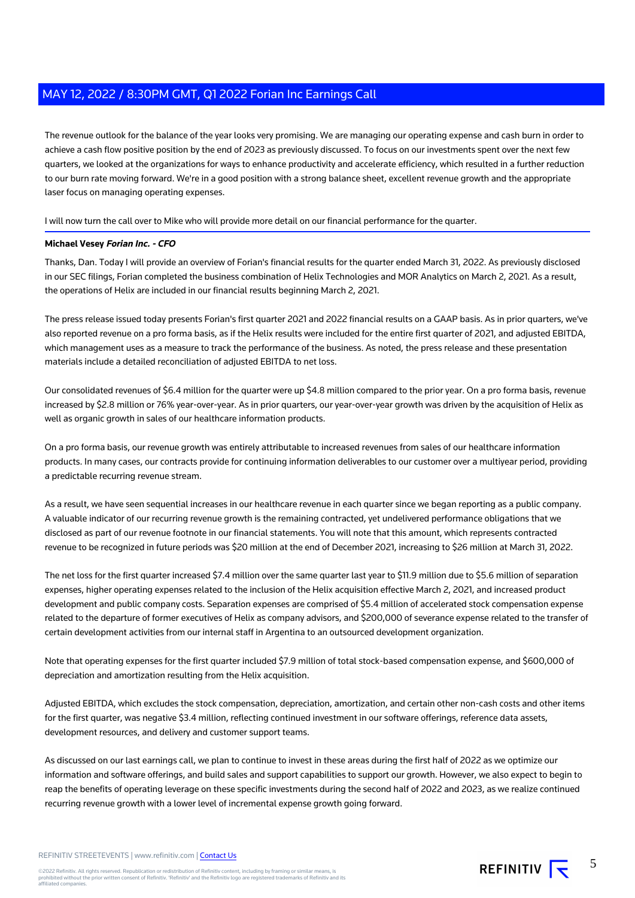The revenue outlook for the balance of the year looks very promising. We are managing our operating expense and cash burn in order to achieve a cash flow positive position by the end of 2023 as previously discussed. To focus on our investments spent over the next few quarters, we looked at the organizations for ways to enhance productivity and accelerate efficiency, which resulted in a further reduction to our burn rate moving forward. We're in a good position with a strong balance sheet, excellent revenue growth and the appropriate laser focus on managing operating expenses.

I will now turn the call over to Mike who will provide more detail on our financial performance for the quarter.

**Michael Vesey** ***Forian Inc. - CFO***

Thanks, Dan. Today I will provide an overview of Forian's financial results for the quarter ended March 31, 2022. As previously disclosed in our SEC filings, Forian completed the business combination of Helix Technologies and MOR Analytics on March 2, 2021. As a result, the operations of Helix are included in our financial results beginning March 2, 2021.

The press release issued today presents Forian's first quarter 2021 and 2022 financial results on a GAAP basis. As in prior quarters, we've also reported revenue on a pro forma basis, as if the Helix results were included for the entire first quarter of 2021, and adjusted EBITDA, which management uses as a measure to track the performance of the business. As noted, the press release and these presentation materials include a detailed reconciliation of adjusted EBITDA to net loss.

Our consolidated revenues of $6.4 million for the quarter were up $4.8 million compared to the prior year. On a pro forma basis, revenue increased by $2.8 million or 76% year-over-year. As in prior quarters, our year-over-year growth was driven by the acquisition of Helix as well as organic growth in sales of our healthcare information products.

On a pro forma basis, our revenue growth was entirely attributable to increased revenues from sales of our healthcare information products. In many cases, our contracts provide for continuing information deliverables to our customer over a multiyear period, providing a predictable recurring revenue stream.

As a result, we have seen sequential increases in our healthcare revenue in each quarter since we began reporting as a public company. A valuable indicator of our recurring revenue growth is the remaining contracted, yet undelivered performance obligations that we disclosed as part of our revenue footnote in our financial statements. You will note that this amount, which represents contracted revenue to be recognized in future periods was $20 million at the end of December 2021, increasing to $26 million at March 31, 2022.

The net loss for the first quarter increased $7.4 million over the same quarter last year to $11.9 million due to $5.6 million of separation expenses, higher operating expenses related to the inclusion of the Helix acquisition effective March 2, 2021, and increased product development and public company costs. Separation expenses are comprised of $5.4 million of accelerated stock compensation expense related to the departure of former executives of Helix as company advisors, and $200,000 of severance expense related to the transfer of certain development activities from our internal staff in Argentina to an outsourced development organization.

Note that operating expenses for the first quarter included $7.9 million of total stock-based compensation expense, and $600,000 of depreciation and amortization resulting from the Helix acquisition.

Adjusted EBITDA, which excludes the stock compensation, depreciation, amortization, and certain other non-cash costs and other items for the first quarter, was negative $3.4 million, reflecting continued investment in our software offerings, reference data assets, development resources, and delivery and customer support teams.

As discussed on our last earnings call, we plan to continue to invest in these areas during the first half of 2022 as we optimize our information and software offerings, and build sales and support capabilities to support our growth. However, we also expect to begin to reap the benefits of operating leverage on these specific investments during the second half of 2022 and 2023, as we realize continued recurring revenue growth with a lower level of incremental expense growth going forward.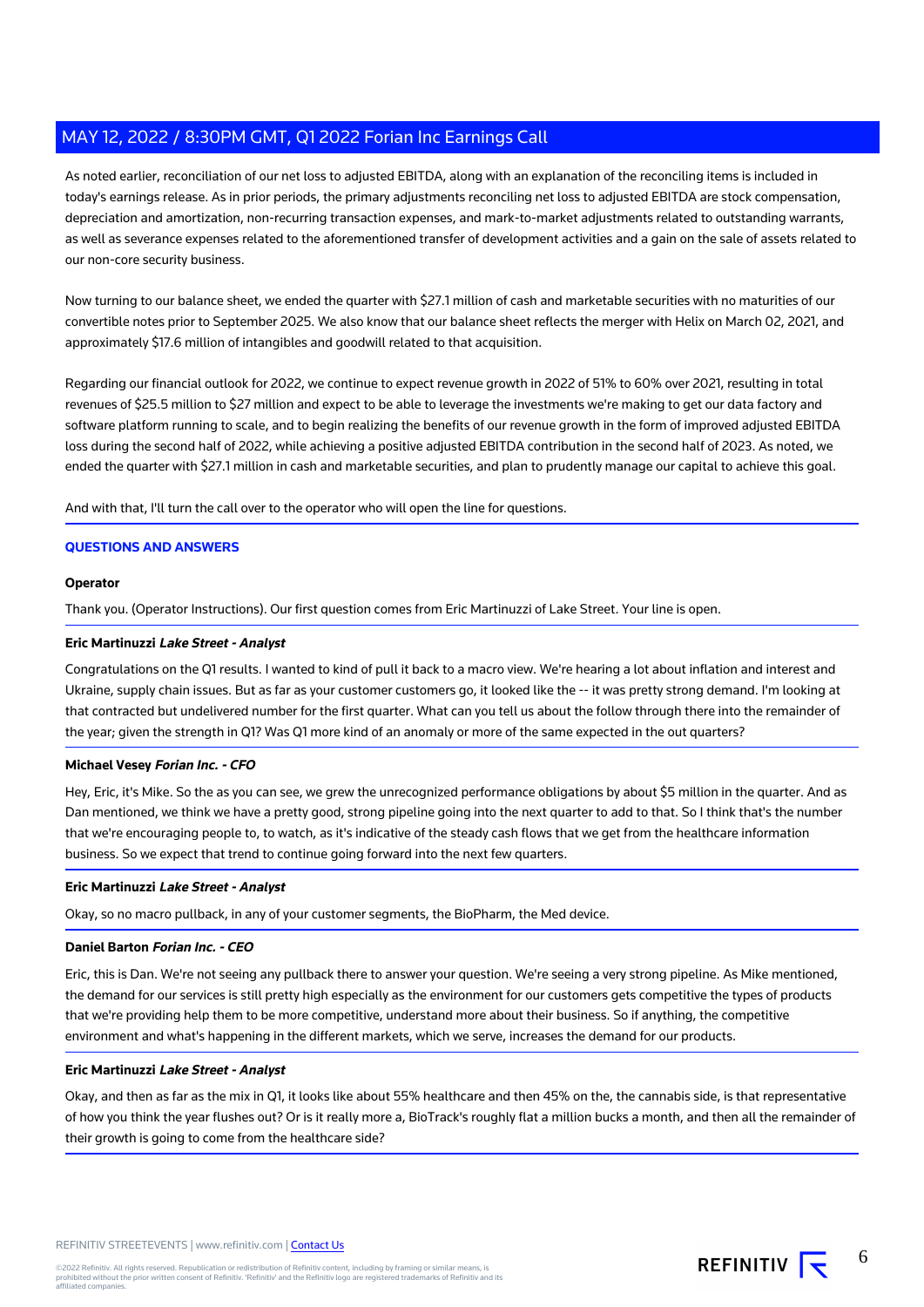As noted earlier, reconciliation of our net loss to adjusted EBITDA, along with an explanation of the reconciling items is included in today's earnings release. As in prior periods, the primary adjustments reconciling net loss to adjusted EBITDA are stock compensation, depreciation and amortization, non-recurring transaction expenses, and mark-to-market adjustments related to outstanding warrants, as well as severance expenses related to the aforementioned transfer of development activities and a gain on the sale of assets related to our non-core security business.

Now turning to our balance sheet, we ended the quarter with $27.1 million of cash and marketable securities with no maturities of our convertible notes prior to September 2025. We also know that our balance sheet reflects the merger with Helix on March 02, 2021, and approximately $17.6 million of intangibles and goodwill related to that acquisition.

Regarding our financial outlook for 2022, we continue to expect revenue growth in 2022 of 51% to 60% over 2021, resulting in total revenues of $25.5 million to $27 million and expect to be able to leverage the investments we're making to get our data factory and software platform running to scale, and to begin realizing the benefits of our revenue growth in the form of improved adjusted EBITDA loss during the second half of 2022, while achieving a positive adjusted EBITDA contribution in the second half of 2023. As noted, we ended the quarter with $27.1 million in cash and marketable securities, and plan to prudently manage our capital to achieve this goal.

And with that, I'll turn the call over to the operator who will open the line for questions.

## QUESTIONS AND ANSWERS

**Operator**

Thank you. (Operator Instructions). Our first question comes from Eric Martinuzzi of Lake Street. Your line is open.

**Eric Martinuzzi** ***Lake Street - Analyst***

Congratulations on the Q1 results. I wanted to kind of pull it back to a macro view. We're hearing a lot about inflation and interest and Ukraine, supply chain issues. But as far as your customer customers go, it looked like the -- it was pretty strong demand. I'm looking at that contracted but undelivered number for the first quarter. What can you tell us about the follow through there into the remainder of the year; given the strength in Q1? Was Q1 more kind of an anomaly or more of the same expected in the out quarters?

**Michael Vesey** ***Forian Inc. - CFO***

Hey, Eric, it's Mike. So the as you can see, we grew the unrecognized performance obligations by about $5 million in the quarter. And as Dan mentioned, we think we have a pretty good, strong pipeline going into the next quarter to add to that. So I think that's the number that we're encouraging people to, to watch, as it's indicative of the steady cash flows that we get from the healthcare information business. So we expect that trend to continue going forward into the next few quarters.

**Eric Martinuzzi** ***Lake Street - Analyst***

Okay, so no macro pullback, in any of your customer segments, the BioPharm, the Med device.

**Daniel Barton** ***Forian Inc. - CEO***

Eric, this is Dan. We're not seeing any pullback there to answer your question. We're seeing a very strong pipeline. As Mike mentioned, the demand for our services is still pretty high especially as the environment for our customers gets competitive the types of products that we're providing help them to be more competitive, understand more about their business. So if anything, the competitive environment and what's happening in the different markets, which we serve, increases the demand for our products.

**Eric Martinuzzi** ***Lake Street - Analyst***

Okay, and then as far as the mix in Q1, it looks like about 55% healthcare and then 45% on the, the cannabis side, is that representative of how you think the year flushes out? Or is it really more a, BioTrack's roughly flat a million bucks a month, and then all the remainder of their growth is going to come from the healthcare side?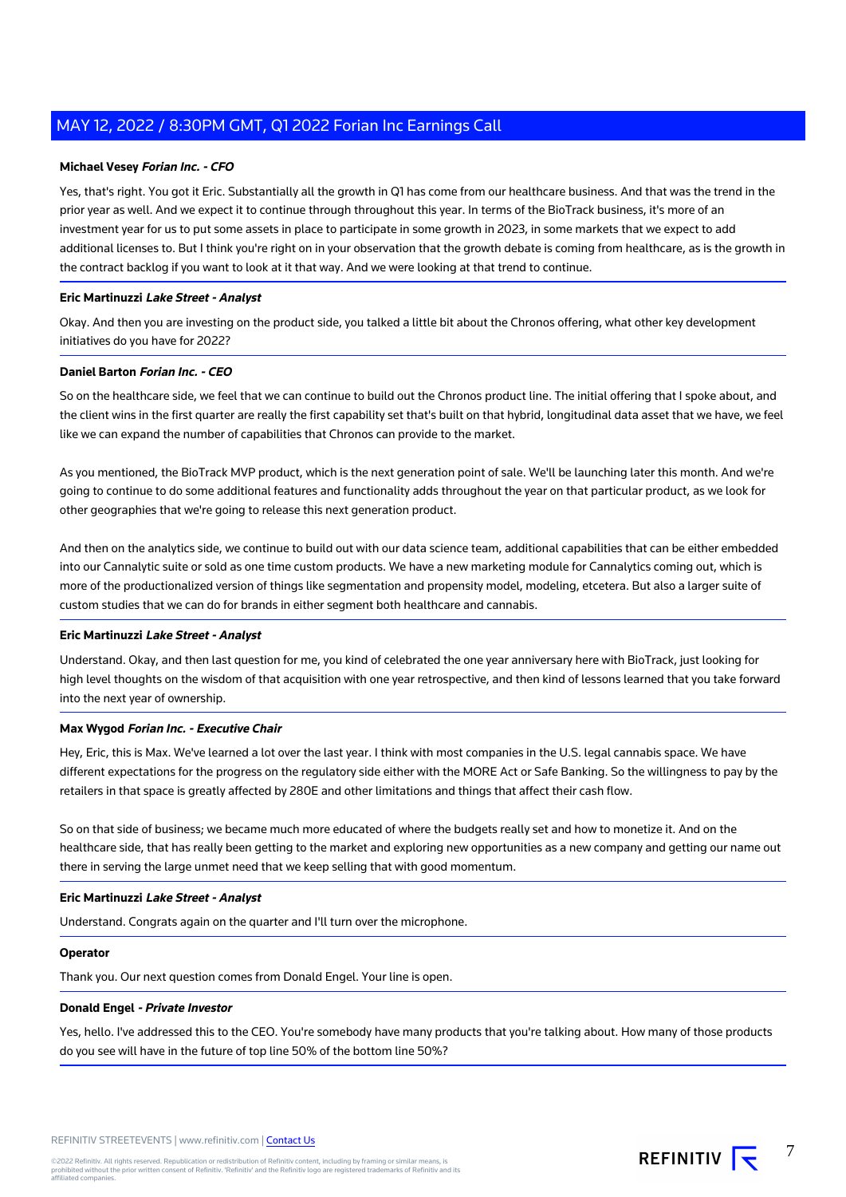**Michael Vesey** ***Forian Inc. - CFO***

Yes, that's right. You got it Eric. Substantially all the growth in Q1 has come from our healthcare business. And that was the trend in the prior year as well. And we expect it to continue through throughout this year. In terms of the BioTrack business, it's more of an investment year for us to put some assets in place to participate in some growth in 2023, in some markets that we expect to add additional licenses to. But I think you're right on in your observation that the growth debate is coming from healthcare, as is the growth in the contract backlog if you want to look at it that way. And we were looking at that trend to continue.

**Eric Martinuzzi** ***Lake Street - Analyst***

Okay. And then you are investing on the product side, you talked a little bit about the Chronos offering, what other key development initiatives do you have for 2022?

**Daniel Barton** ***Forian Inc. - CEO***

So on the healthcare side, we feel that we can continue to build out the Chronos product line. The initial offering that I spoke about, and the client wins in the first quarter are really the first capability set that's built on that hybrid, longitudinal data asset that we have, we feel like we can expand the number of capabilities that Chronos can provide to the market.

As you mentioned, the BioTrack MVP product, which is the next generation point of sale. We'll be launching later this month. And we're going to continue to do some additional features and functionality adds throughout the year on that particular product, as we look for other geographies that we're going to release this next generation product.

And then on the analytics side, we continue to build out with our data science team, additional capabilities that can be either embedded into our Cannalytic suite or sold as one time custom products. We have a new marketing module for Cannalytics coming out, which is more of the productionalized version of things like segmentation and propensity model, modeling, etcetera. But also a larger suite of custom studies that we can do for brands in either segment both healthcare and cannabis.

**Eric Martinuzzi** ***Lake Street - Analyst***

Understand. Okay, and then last question for me, you kind of celebrated the one year anniversary here with BioTrack, just looking for high level thoughts on the wisdom of that acquisition with one year retrospective, and then kind of lessons learned that you take forward into the next year of ownership.

**Max Wygod** ***Forian Inc. - Executive Chair***

Hey, Eric, this is Max. We've learned a lot over the last year. I think with most companies in the U.S. legal cannabis space. We have different expectations for the progress on the regulatory side either with the MORE Act or Safe Banking. So the willingness to pay by the retailers in that space is greatly affected by 280E and other limitations and things that affect their cash flow.

So on that side of business; we became much more educated of where the budgets really set and how to monetize it. And on the healthcare side, that has really been getting to the market and exploring new opportunities as a new company and getting our name out there in serving the large unmet need that we keep selling that with good momentum.

**Eric Martinuzzi** ***Lake Street - Analyst***

Understand. Congrats again on the quarter and I'll turn over the microphone.

**Operator**

Thank you. Our next question comes from Donald Engel. Your line is open.

**Donald Engel** ***- Private Investor***

Yes, hello. I've addressed this to the CEO. You're somebody have many products that you're talking about. How many of those products do you see will have in the future of top line 50% of the bottom line 50%?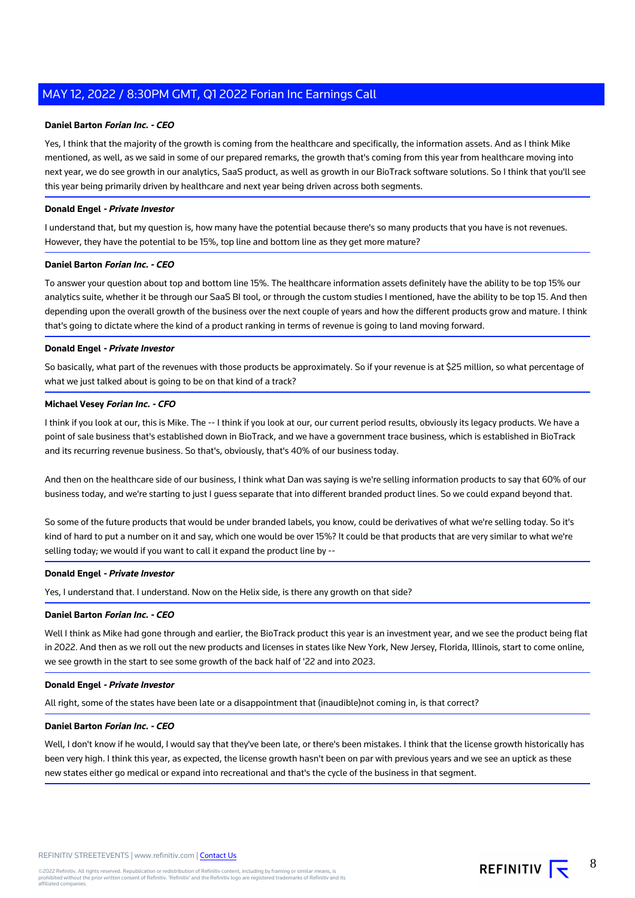**Daniel Barton** ***Forian Inc. - CEO***

Yes, I think that the majority of the growth is coming from the healthcare and specifically, the information assets. And as I think Mike mentioned, as well, as we said in some of our prepared remarks, the growth that's coming from this year from healthcare moving into next year, we do see growth in our analytics, SaaS product, as well as growth in our BioTrack software solutions. So I think that you'll see this year being primarily driven by healthcare and next year being driven across both segments.

**Donald Engel** ***- Private Investor***

I understand that, but my question is, how many have the potential because there's so many products that you have is not revenues. However, they have the potential to be 15%, top line and bottom line as they get more mature?

**Daniel Barton** ***Forian Inc. - CEO***

To answer your question about top and bottom line 15%. The healthcare information assets definitely have the ability to be top 15% our analytics suite, whether it be through our SaaS BI tool, or through the custom studies I mentioned, have the ability to be top 15. And then depending upon the overall growth of the business over the next couple of years and how the different products grow and mature. I think that's going to dictate where the kind of a product ranking in terms of revenue is going to land moving forward.

**Donald Engel** ***- Private Investor***

So basically, what part of the revenues with those products be approximately. So if your revenue is at $25 million, so what percentage of what we just talked about is going to be on that kind of a track?

**Michael Vesey** ***Forian Inc. - CFO***

I think if you look at our, this is Mike. The -- I think if you look at our, our current period results, obviously its legacy products. We have a point of sale business that's established down in BioTrack, and we have a government trace business, which is established in BioTrack and its recurring revenue business. So that's, obviously, that's 40% of our business today.

And then on the healthcare side of our business, I think what Dan was saying is we're selling information products to say that 60% of our business today, and we're starting to just I guess separate that into different branded product lines. So we could expand beyond that.

So some of the future products that would be under branded labels, you know, could be derivatives of what we're selling today. So it's kind of hard to put a number on it and say, which one would be over 15%? It could be that products that are very similar to what we're selling today; we would if you want to call it expand the product line by --

**Donald Engel** ***- Private Investor***

Yes, I understand that. I understand. Now on the Helix side, is there any growth on that side?

**Daniel Barton** ***Forian Inc. - CEO***

Well I think as Mike had gone through and earlier, the BioTrack product this year is an investment year, and we see the product being flat in 2022. And then as we roll out the new products and licenses in states like New York, New Jersey, Florida, Illinois, start to come online, we see growth in the start to see some growth of the back half of '22 and into 2023.

**Donald Engel** ***- Private Investor***

All right, some of the states have been late or a disappointment that (inaudible)not coming in, is that correct?

**Daniel Barton** ***Forian Inc. - CEO***

Well, I don't know if he would, I would say that they've been late, or there's been mistakes. I think that the license growth historically has been very high. I think this year, as expected, the license growth hasn't been on par with previous years and we see an uptick as these new states either go medical or expand into recreational and that's the cycle of the business in that segment.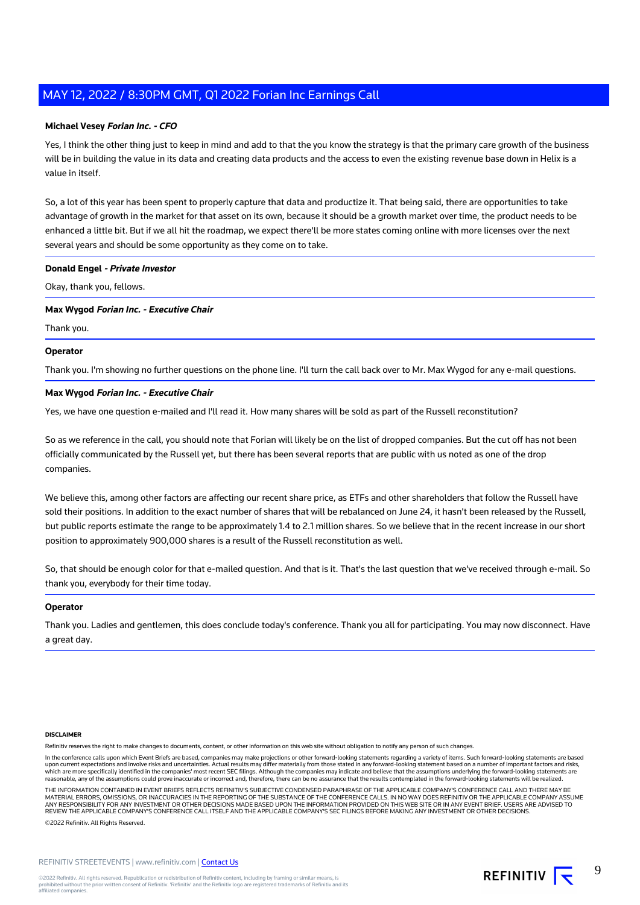**Michael Vesey** ***Forian Inc. - CFO***

Yes, I think the other thing just to keep in mind and add to that the you know the strategy is that the primary care growth of the business will be in building the value in its data and creating data products and the access to even the existing revenue base down in Helix is a value in itself.

So, a lot of this year has been spent to properly capture that data and productize it. That being said, there are opportunities to take advantage of growth in the market for that asset on its own, because it should be a growth market over time, the product needs to be enhanced a little bit. But if we all hit the roadmap, we expect there'll be more states coming online with more licenses over the next several years and should be some opportunity as they come on to take.

---

**Donald Engel** ***- Private Investor***

Okay, thank you, fellows.

---

**Max Wygod** ***Forian Inc. - Executive Chair***

Thank you.

---

**Operator**

Thank you. I'm showing no further questions on the phone line. I'll turn the call back over to Mr. Max Wygod for any e-mail questions.

---

**Max Wygod** ***Forian Inc. - Executive Chair***

Yes, we have one question e-mailed and I'll read it. How many shares will be sold as part of the Russell reconstitution?

So as we reference in the call, you should note that Forian will likely be on the list of dropped companies. But the cut off has not been officially communicated by the Russell yet, but there has been several reports that are public with us noted as one of the drop companies.

We believe this, among other factors are affecting our recent share price, as ETFs and other shareholders that follow the Russell have sold their positions. In addition to the exact number of shares that will be rebalanced on June 24, it hasn't been released by the Russell, but public reports estimate the range to be approximately 1.4 to 2.1 million shares. So we believe that in the recent increase in our short position to approximately 900,000 shares is a result of the Russell reconstitution as well.

So, that should be enough color for that e-mailed question. And that is it. That's the last question that we've received through e-mail. So thank you, everybody for their time today.

---

**Operator**

Thank you. Ladies and gentlemen, this does conclude today's conference. Thank you all for participating. You may now disconnect. Have a great day.

---

**DISCLAIMER**

Refinitiv reserves the right to make changes to documents, content, or other information on this web site without obligation to notify any person of such changes.

In the conference calls upon which Event Briefs are based, companies may make projections or other forward-looking statements regarding a variety of items. Such forward-looking statements are based upon current expectations and involve risks and uncertainties. Actual results may differ materially from those stated in any forward-looking statement based on a number of important factors and risks, which are more specifically identified in the companies' most recent SEC filings. Although the companies may indicate and believe that the assumptions underlying the forward-looking statements are reasonable, any of the assumptions could prove inaccurate or incorrect and, therefore, there can be no assurance that the results contemplated in the forward-looking statements will be realized.

THE INFORMATION CONTAINED IN EVENT BRIEFS REFLECTS REFINITIV'S SUBJECTIVE CONDENSED PARAPHRASE OF THE APPLICABLE COMPANY'S CONFERENCE CALL AND THERE MAY BE MATERIAL ERRORS, OMISSIONS, OR INACCURACIES IN THE REPORTING OF THE SUBSTANCE OF THE CONFERENCE CALLS. IN NO WAY DOES REFINITIV OR THE APPLICABLE COMPANY ASSUME ANY RESPONSIBILITY FOR ANY INVESTMENT OR OTHER DECISIONS MADE BASED UPON THE INFORMATION PROVIDED ON THIS WEB SITE OR IN ANY EVENT BRIEF. USERS ARE ADVISED TO REVIEW THE APPLICABLE COMPANY'S CONFERENCE CALL ITSELF AND THE APPLICABLE COMPANY'S SEC FILINGS BEFORE MAKING ANY INVESTMENT OR OTHER DECISIONS.

©2022 Refinitiv. All Rights Reserved.